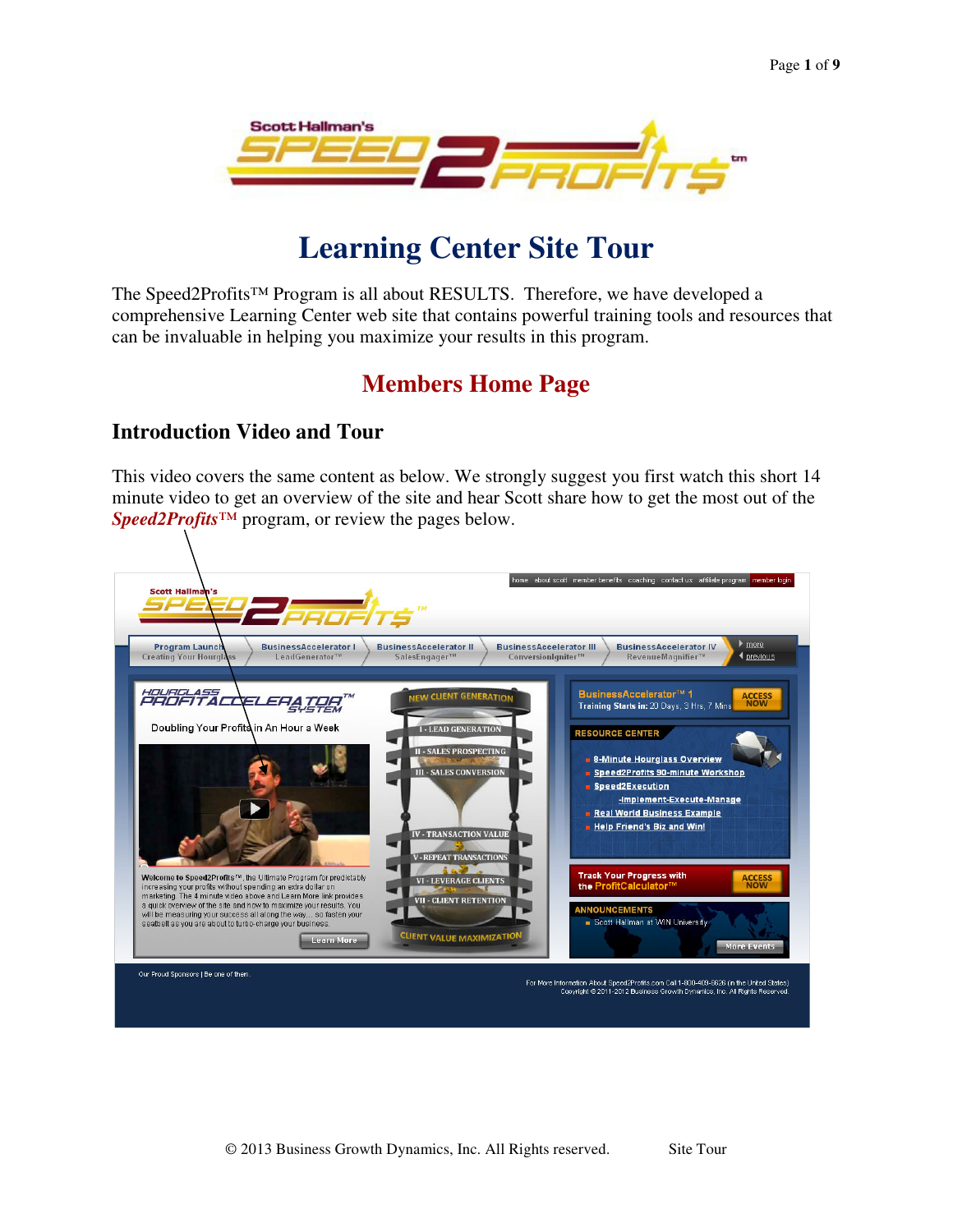# Learning Center Site Tour

The Speed2Profits™ Program is all about RESULTS. Therefore, we have developed a comprehensive Learning Center web site that contains powerful training tools and resources that can be invaluable in helping you maximize your results in this program.

## Members Home Page

### Introduction Video and Tour

This video covers the same content as below. We strongly suggest you first watch this short 14 minute video to get an overview of the site and hear Scott share how to get the most out of the ***Speed2Profits™*** program, or review the pages below.

© 2013 Business Growth Dynamics, Inc. All Rights reserved. Site Tour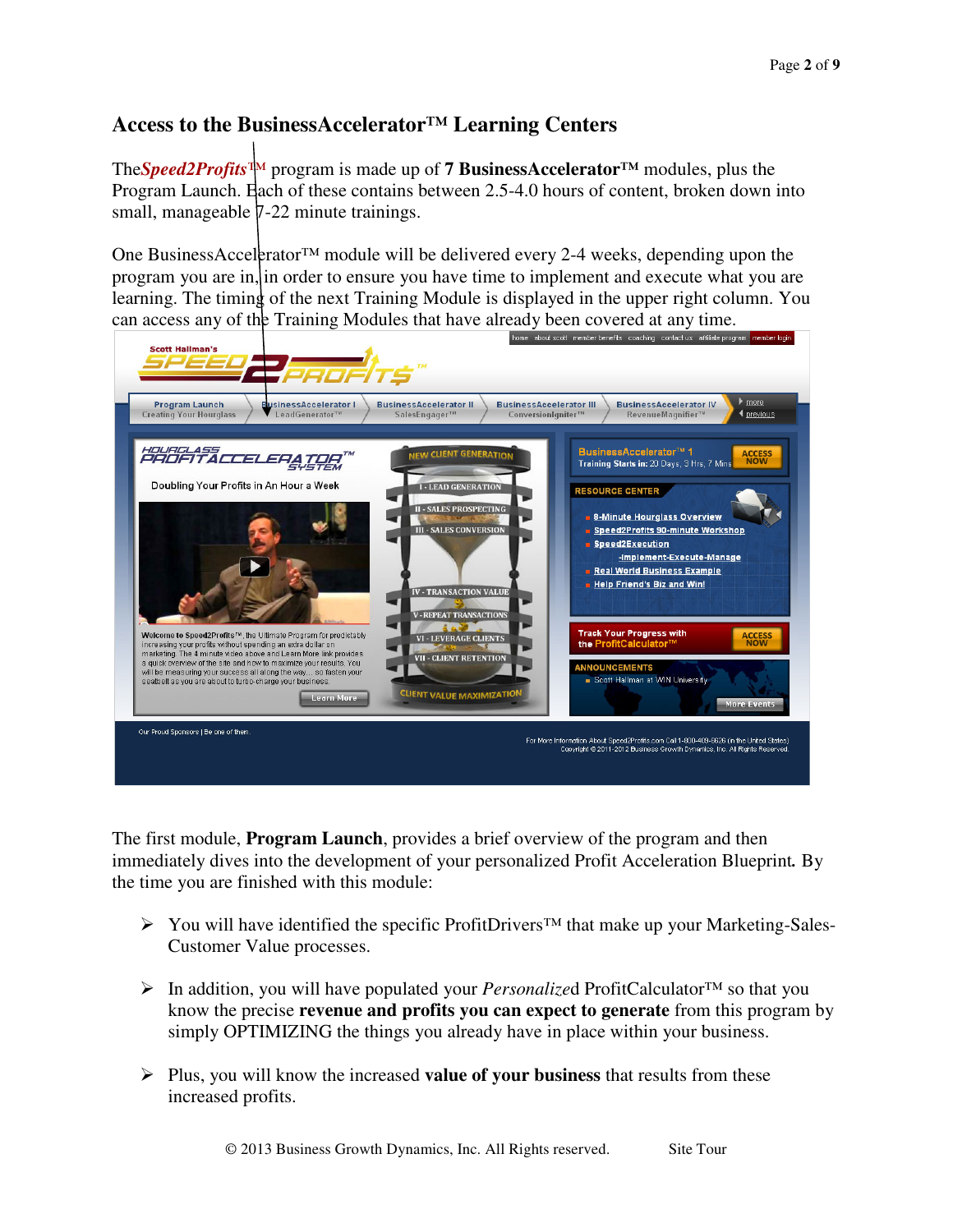## Access to the BusinessAccelerator™ Learning Centers

The *Speed2Profits*™ program is made up of **7 BusinessAccelerator™** modules, plus the Program Launch. Each of these contains between 2.5-4.0 hours of content, broken down into small, manageable 7-22 minute trainings.

One BusinessAccelerator™ module will be delivered every 2-4 weeks, depending upon the program you are in, in order to ensure you have time to implement and execute what you are learning. The timing of the next Training Module is displayed in the upper right column. You can access any of the Training Modules that have already been covered at any time.

The first module, **Program Launch**, provides a brief overview of the program and then immediately dives into the development of your personalized Profit Acceleration Blueprint. By the time you are finished with this module:

- You will have identified the specific ProfitDrivers™ that make up your Marketing-Sales-Customer Value processes.

- In addition, you will have populated your *Personalize*d ProfitCalculator™ so that you know the precise **revenue and profits you can expect to generate** from this program by simply OPTIMIZING the things you already have in place within your business.

- Plus, you will know the increased **value of your business** that results from these increased profits.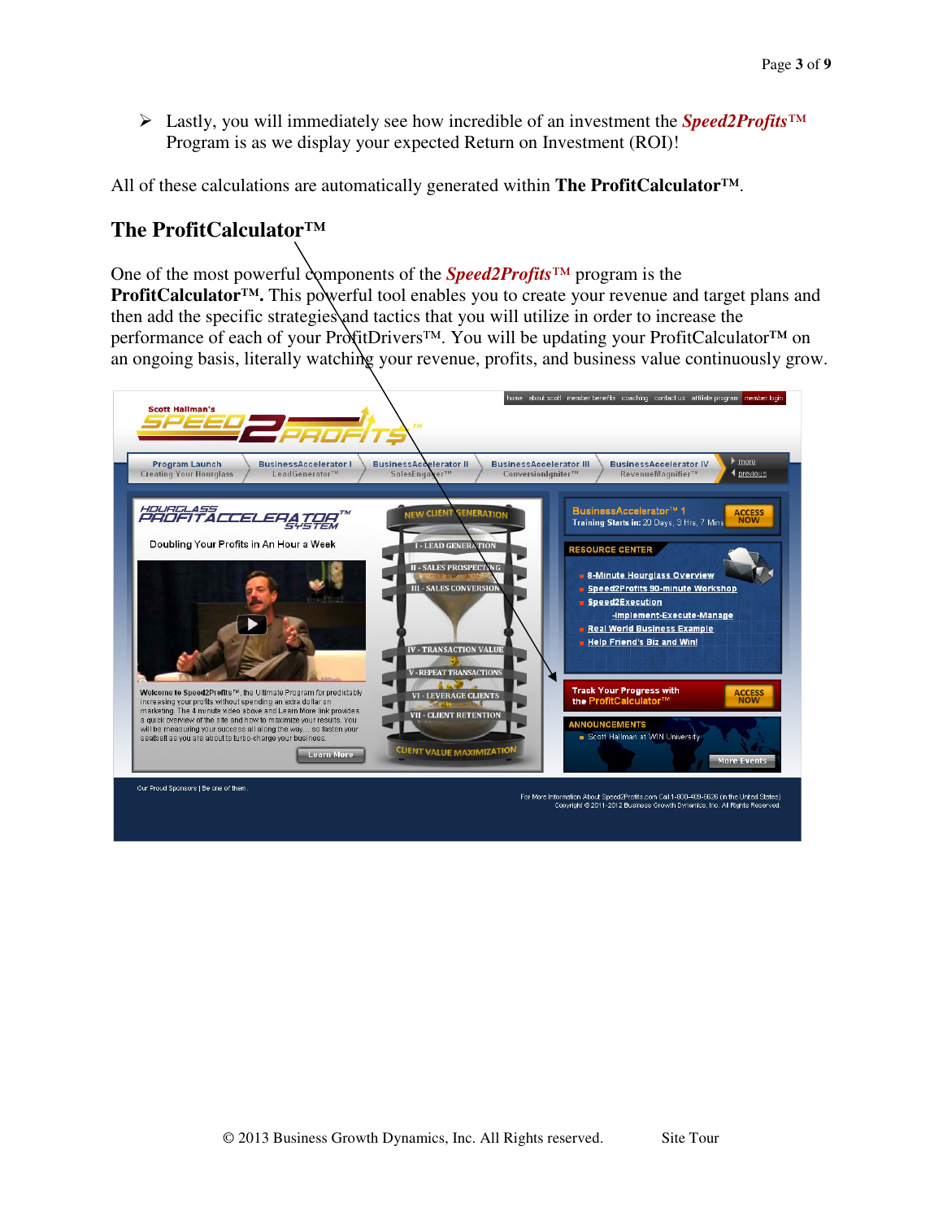➢ Lastly, you will immediately see how incredible of an investment the ***Speed2Profits***™ Program is as we display your expected Return on Investment (ROI)!

All of these calculations are automatically generated within **The ProfitCalculator™**.

## The ProfitCalculator™

One of the most powerful components of the ***Speed2Profits***™ program is the **ProfitCalculator™.** This powerful tool enables you to create your revenue and target plans and then add the specific strategies and tactics that you will utilize in order to increase the performance of each of your ProfitDrivers™. You will be updating your ProfitCalculator™ on an ongoing basis, literally watching your revenue, profits, and business value continuously grow.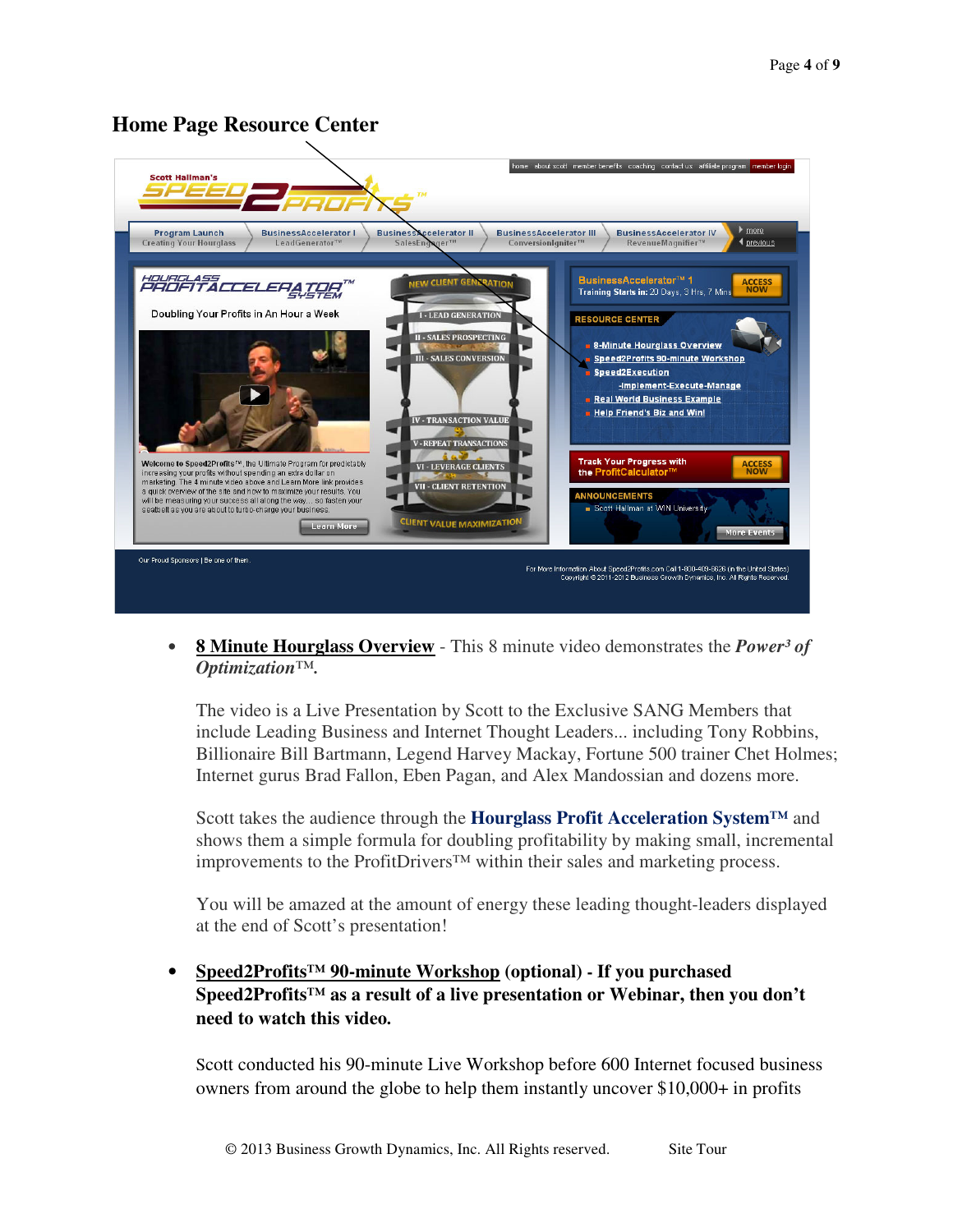## Home Page Resource Center

- **8 Minute Hourglass Overview** - This 8 minute video demonstrates the ***Power³ of Optimization™.***

  The video is a Live Presentation by Scott to the Exclusive SANG Members that include Leading Business and Internet Thought Leaders... including Tony Robbins, Billionaire Bill Bartmann, Legend Harvey Mackay, Fortune 500 trainer Chet Holmes; Internet gurus Brad Fallon, Eben Pagan, and Alex Mandossian and dozens more.

  Scott takes the audience through the **Hourglass Profit Acceleration System™** and shows them a simple formula for doubling profitability by making small, incremental improvements to the ProfitDrivers™ within their sales and marketing process.

  You will be amazed at the amount of energy these leading thought-leaders displayed at the end of Scott's presentation!

- **Speed2Profits™ 90-minute Workshop (optional) - If you purchased Speed2Profits™ as a result of a live presentation or Webinar, then you don't need to watch this video.**

  Scott conducted his 90-minute Live Workshop before 600 Internet focused business owners from around the globe to help them instantly uncover $10,000+ in profits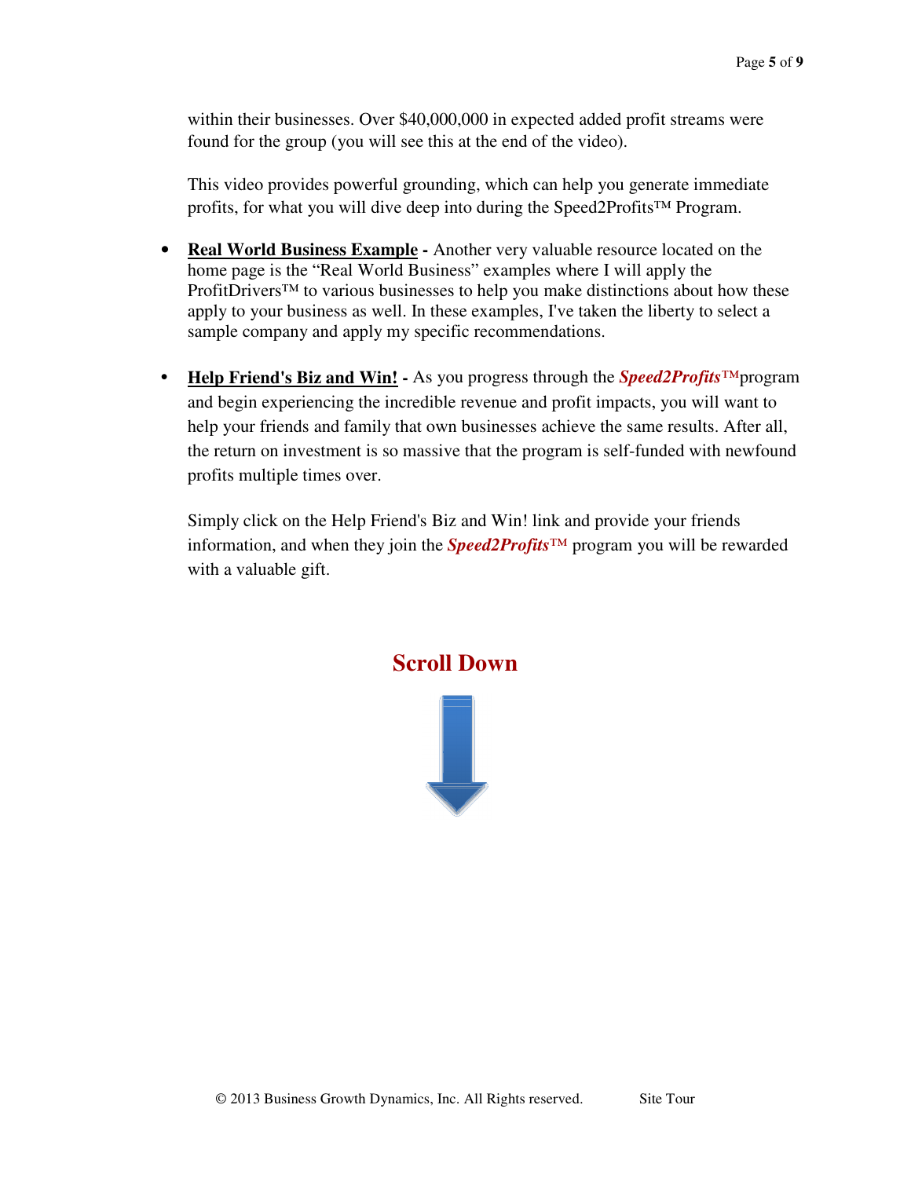within their businesses. Over $40,000,000 in expected added profit streams were found for the group (you will see this at the end of the video).

This video provides powerful grounding, which can help you generate immediate profits, for what you will dive deep into during the Speed2Profits™ Program.

- **Real World Business Example** - Another very valuable resource located on the home page is the "Real World Business" examples where I will apply the ProfitDrivers™ to various businesses to help you make distinctions about how these apply to your business as well. In these examples, I've taken the liberty to select a sample company and apply my specific recommendations.

- **Help Friend's Biz and Win!** - As you progress through the ***Speed2Profits***™program and begin experiencing the incredible revenue and profit impacts, you will want to help your friends and family that own businesses achieve the same results. After all, the return on investment is so massive that the program is self-funded with newfound profits multiple times over.

  Simply click on the Help Friend's Biz and Win! link and provide your friends information, and when they join the ***Speed2Profits***™ program you will be rewarded with a valuable gift.

**Scroll Down**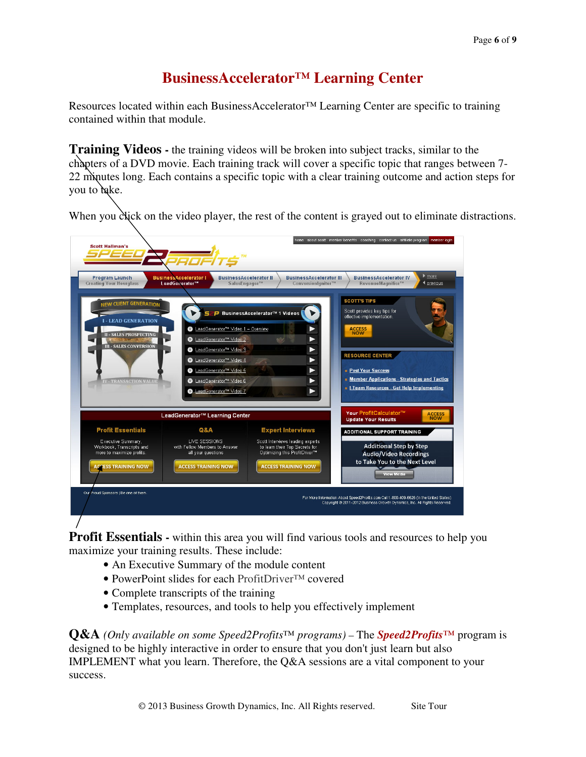# BusinessAccelerator™ Learning Center

Resources located within each BusinessAccelerator™ Learning Center are specific to training contained within that module.

**Training Videos -** the training videos will be broken into subject tracks, similar to the chapters of a DVD movie. Each training track will cover a specific topic that ranges between 7-22 minutes long. Each contains a specific topic with a clear training outcome and action steps for you to take.

When you click on the video player, the rest of the content is grayed out to eliminate distractions.

**Profit Essentials -** within this area you will find various tools and resources to help you maximize your training results. These include:

- An Executive Summary of the module content
- PowerPoint slides for each ProfitDriver™ covered
- Complete transcripts of the training
- Templates, resources, and tools to help you effectively implement

**Q&A** *(Only available on some Speed2Profits™ programs)* – The ***Speed2Profits™*** program is designed to be highly interactive in order to ensure that you don't just learn but also IMPLEMENT what you learn. Therefore, the Q&A sessions are a vital component to your success.

© 2013 Business Growth Dynamics, Inc. All Rights reserved.   Site Tour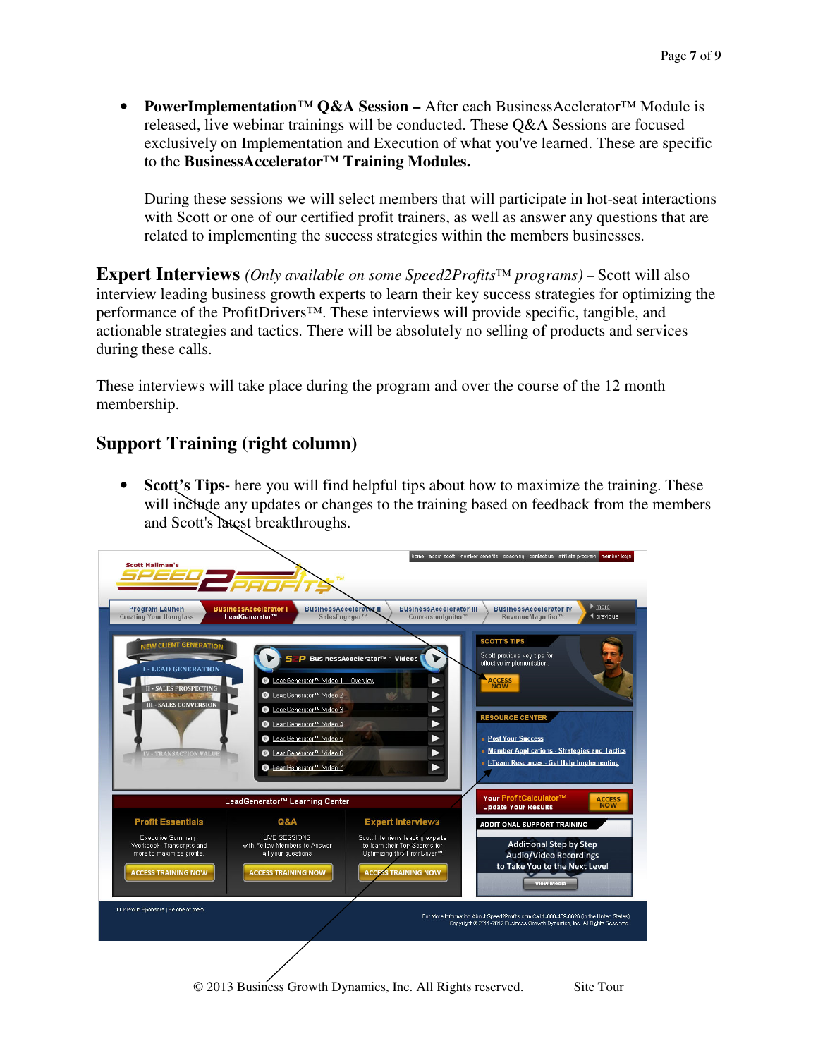- **PowerImplementation™ Q&A Session –** After each BusinessAcclerator™ Module is released, live webinar trainings will be conducted. These Q&A Sessions are focused exclusively on Implementation and Execution of what you've learned. These are specific to the **BusinessAccelerator™ Training Modules.**

  During these sessions we will select members that will participate in hot-seat interactions with Scott or one of our certified profit trainers, as well as answer any questions that are related to implementing the success strategies within the members businesses.

**Expert Interviews** *(Only available on some Speed2Profits™ programs)* – Scott will also interview leading business growth experts to learn their key success strategies for optimizing the performance of the ProfitDrivers™. These interviews will provide specific, tangible, and actionable strategies and tactics. There will be absolutely no selling of products and services during these calls.

These interviews will take place during the program and over the course of the 12 month membership.

## Support Training (right column)

- **Scott's Tips-** here you will find helpful tips about how to maximize the training. These will include any updates or changes to the training based on feedback from the members and Scott's latest breakthroughs.

© 2013 Business Growth Dynamics, Inc. All Rights reserved. Site Tour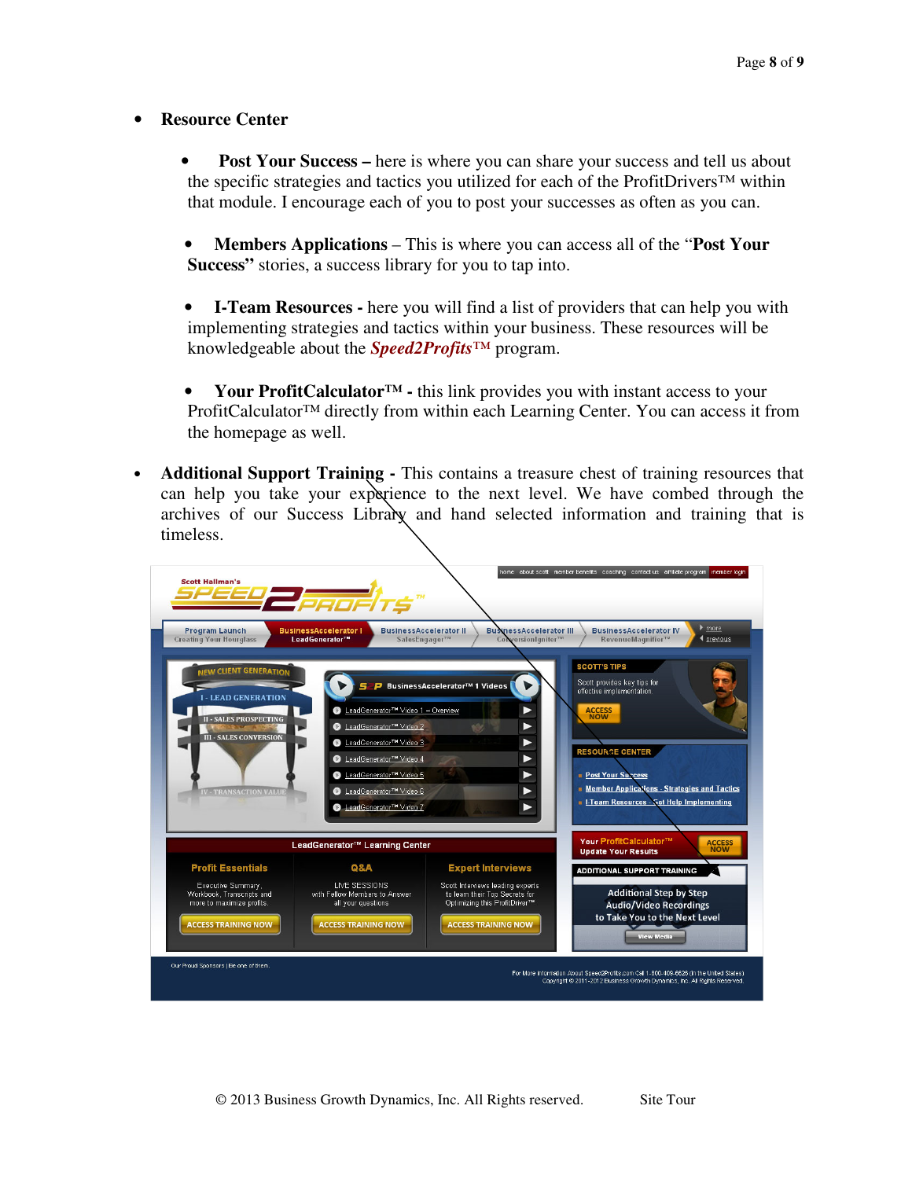- **Resource Center**

  - **Post Your Success –** here is where you can share your success and tell us about the specific strategies and tactics you utilized for each of the ProfitDrivers™ within that module. I encourage each of you to post your successes as often as you can.

  - **Members Applications** – This is where you can access all of the "**Post Your Success"** stories, a success library for you to tap into.

  - **I-Team Resources -** here you will find a list of providers that can help you with implementing strategies and tactics within your business. These resources will be knowledgeable about the ***Speed2Profits***™ program.

  - **Your ProfitCalculator™ -** this link provides you with instant access to your ProfitCalculator™ directly from within each Learning Center. You can access it from the homepage as well.

- **Additional Support Training -** This contains a treasure chest of training resources that can help you take your experience to the next level. We have combed through the archives of our Success Library and hand selected information and training that is timeless.

© 2013 Business Growth Dynamics, Inc. All Rights reserved. Site Tour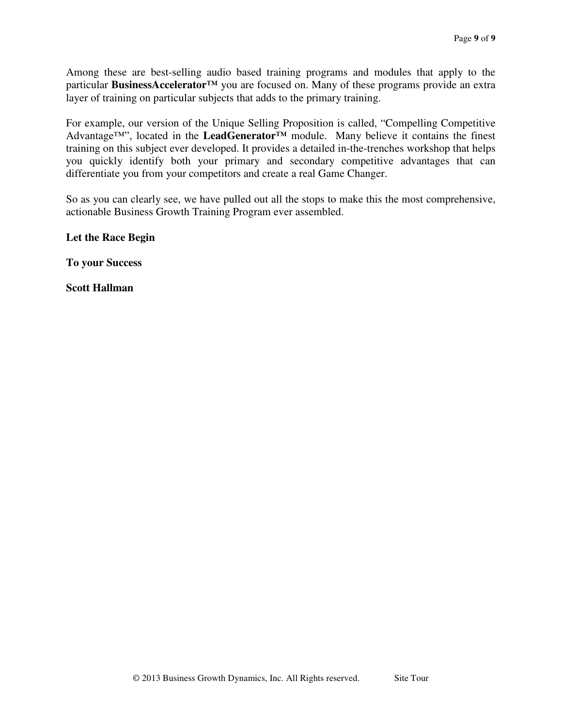Among these are best-selling audio based training programs and modules that apply to the particular **BusinessAccelerator™** you are focused on. Many of these programs provide an extra layer of training on particular subjects that adds to the primary training.

For example, our version of the Unique Selling Proposition is called, "Compelling Competitive Advantage™", located in the **LeadGenerator™** module. Many believe it contains the finest training on this subject ever developed. It provides a detailed in-the-trenches workshop that helps you quickly identify both your primary and secondary competitive advantages that can differentiate you from your competitors and create a real Game Changer.

So as you can clearly see, we have pulled out all the stops to make this the most comprehensive, actionable Business Growth Training Program ever assembled.

**Let the Race Begin**

**To your Success**

**Scott Hallman**